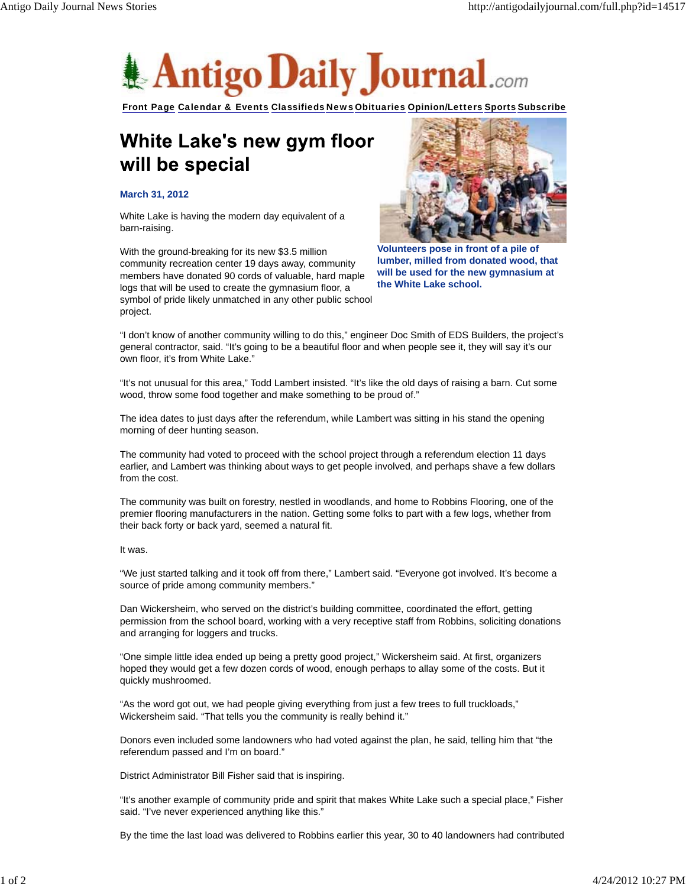# White Lake's new gym floor will be special

**March 31, 2012**

White Lake is having the modern day equivalent of a barn-raising.

With the ground-breaking for its new $3.5 million community recreation center 19 days away, community members have donated 90 cords of valuable, hard maple logs that will be used to create the gymnasium floor, a symbol of pride likely unmatched in any other public school project.

**Volunteers pose in front of a pile of lumber, milled from donated wood, that will be used for the new gymnasium at the White Lake school.**

“I don’t know of another community willing to do this,” engineer Doc Smith of EDS Builders, the project’s general contractor, said. “It’s going to be a beautiful floor and when people see it, they will say it’s our own floor, it’s from White Lake.”

“It’s not unusual for this area,” Todd Lambert insisted. “It’s like the old days of raising a barn. Cut some wood, throw some food together and make something to be proud of.”

The idea dates to just days after the referendum, while Lambert was sitting in his stand the opening morning of deer hunting season.

The community had voted to proceed with the school project through a referendum election 11 days earlier, and Lambert was thinking about ways to get people involved, and perhaps shave a few dollars from the cost.

The community was built on forestry, nestled in woodlands, and home to Robbins Flooring, one of the premier flooring manufacturers in the nation. Getting some folks to part with a few logs, whether from their back forty or back yard, seemed a natural fit.

It was.

“We just started talking and it took off from there,” Lambert said. “Everyone got involved. It’s become a source of pride among community members.”

Dan Wickersheim, who served on the district’s building committee, coordinated the effort, getting permission from the school board, working with a very receptive staff from Robbins, soliciting donations and arranging for loggers and trucks.

“One simple little idea ended up being a pretty good project,” Wickersheim said. At first, organizers hoped they would get a few dozen cords of wood, enough perhaps to allay some of the costs. But it quickly mushroomed.

“As the word got out, we had people giving everything from just a few trees to full truckloads,” Wickersheim said. “That tells you the community is really behind it.”

Donors even included some landowners who had voted against the plan, he said, telling him that “the referendum passed and I’m on board.”

District Administrator Bill Fisher said that is inspiring.

“It’s another example of community pride and spirit that makes White Lake such a special place,” Fisher said. “I’ve never experienced anything like this.”

By the time the last load was delivered to Robbins earlier this year, 30 to 40 landowners had contributed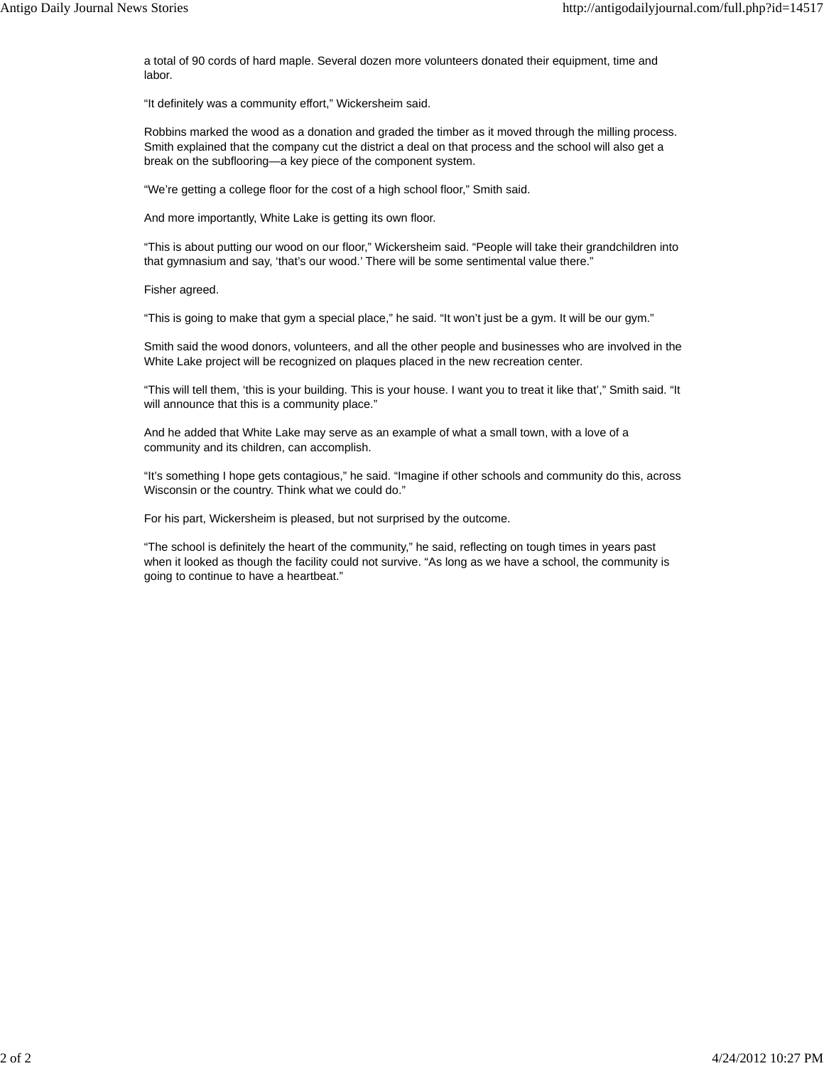a total of 90 cords of hard maple. Several dozen more volunteers donated their equipment, time and labor.

“It definitely was a community effort,” Wickersheim said.

Robbins marked the wood as a donation and graded the timber as it moved through the milling process. Smith explained that the company cut the district a deal on that process and the school will also get a break on the subflooring—a key piece of the component system.

“We’re getting a college floor for the cost of a high school floor,” Smith said.

And more importantly, White Lake is getting its own floor.

“This is about putting our wood on our floor,” Wickersheim said. “People will take their grandchildren into that gymnasium and say, ‘that’s our wood.’ There will be some sentimental value there.”

Fisher agreed.

“This is going to make that gym a special place,” he said. “It won’t just be a gym. It will be our gym.”

Smith said the wood donors, volunteers, and all the other people and businesses who are involved in the White Lake project will be recognized on plaques placed in the new recreation center.

“This will tell them, ‘this is your building. This is your house. I want you to treat it like that’,” Smith said. “It will announce that this is a community place.”

And he added that White Lake may serve as an example of what a small town, with a love of a community and its children, can accomplish.

“It’s something I hope gets contagious,” he said. “Imagine if other schools and community do this, across Wisconsin or the country. Think what we could do.”

For his part, Wickersheim is pleased, but not surprised by the outcome.

“The school is definitely the heart of the community,” he said, reflecting on tough times in years past when it looked as though the facility could not survive. “As long as we have a school, the community is going to continue to have a heartbeat.”